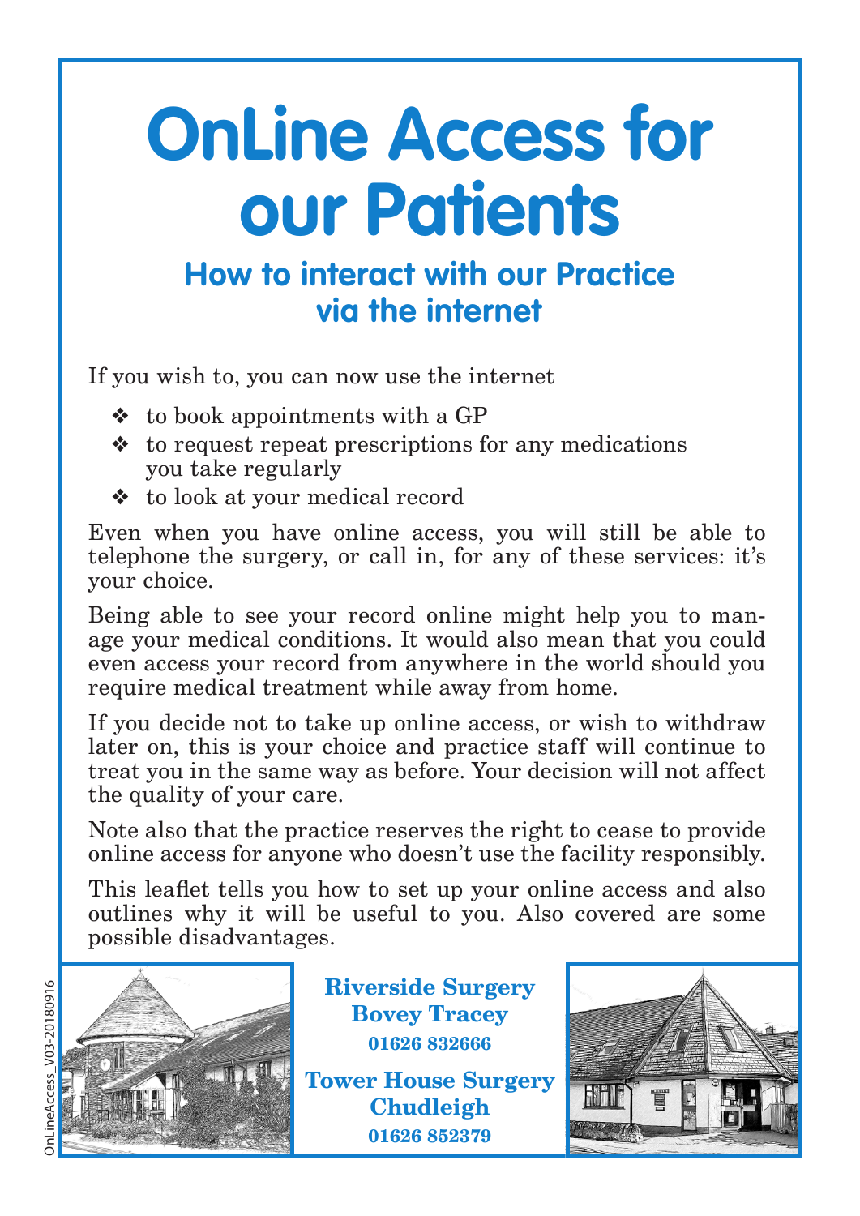# OnLine Access for our Patients

## How to interact with our Practice via the internet

If you wish to, you can now use the internet

- to book appointments with a GP
- to request repeat prescriptions for any medications you take regularly
- to look at your medical record

Even when you have online access, you will still be able to telephone the surgery, or call in, for any of these services: it's your choice.

Being able to see your record online might help you to manage your medical conditions. It would also mean that you could even access your record from anywhere in the world should you require medical treatment while away from home.

If you decide not to take up online access, or wish to withdraw later on, this is your choice and practice staff will continue to treat you in the same way as before. Your decision will not affect the quality of your care.

Note also that the practice reserves the right to cease to provide online access for anyone who doesn't use the facility responsibly.

This leaflet tells you how to set up your online access and also outlines why it will be useful to you. Also covered are some possible disadvantages.

**Riverside Surgery**
**Bovey Tracey**
**01626 832666**

**Tower House Surgery**
**Chudleigh**
**01626 852379**

OnLineAccess_V03-20180916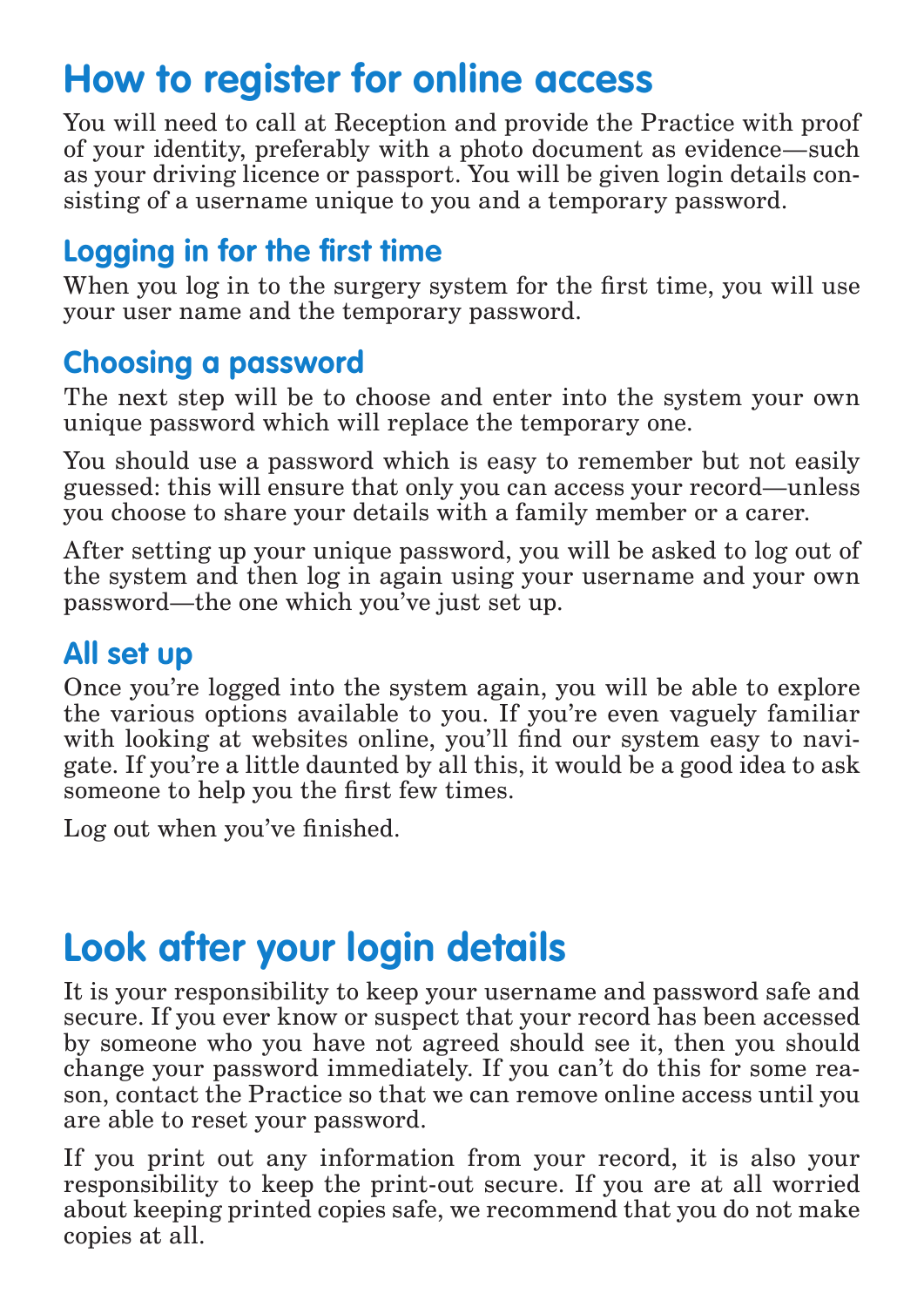# How to register for online access

You will need to call at Reception and provide the Practice with proof of your identity, preferably with a photo document as evidence—such as your driving licence or passport. You will be given login details consisting of a username unique to you and a temporary password.

## Logging in for the first time

When you log in to the surgery system for the first time, you will use your user name and the temporary password.

## Choosing a password

The next step will be to choose and enter into the system your own unique password which will replace the temporary one.

You should use a password which is easy to remember but not easily guessed: this will ensure that only you can access your record—unless you choose to share your details with a family member or a carer.

After setting up your unique password, you will be asked to log out of the system and then log in again using your username and your own password—the one which you've just set up.

## All set up

Once you're logged into the system again, you will be able to explore the various options available to you. If you're even vaguely familiar with looking at websites online, you'll find our system easy to navigate. If you're a little daunted by all this, it would be a good idea to ask someone to help you the first few times.

Log out when you've finished.

# Look after your login details

It is your responsibility to keep your username and password safe and secure. If you ever know or suspect that your record has been accessed by someone who you have not agreed should see it, then you should change your password immediately. If you can't do this for some reason, contact the Practice so that we can remove online access until you are able to reset your password.

If you print out any information from your record, it is also your responsibility to keep the print-out secure. If you are at all worried about keeping printed copies safe, we recommend that you do not make copies at all.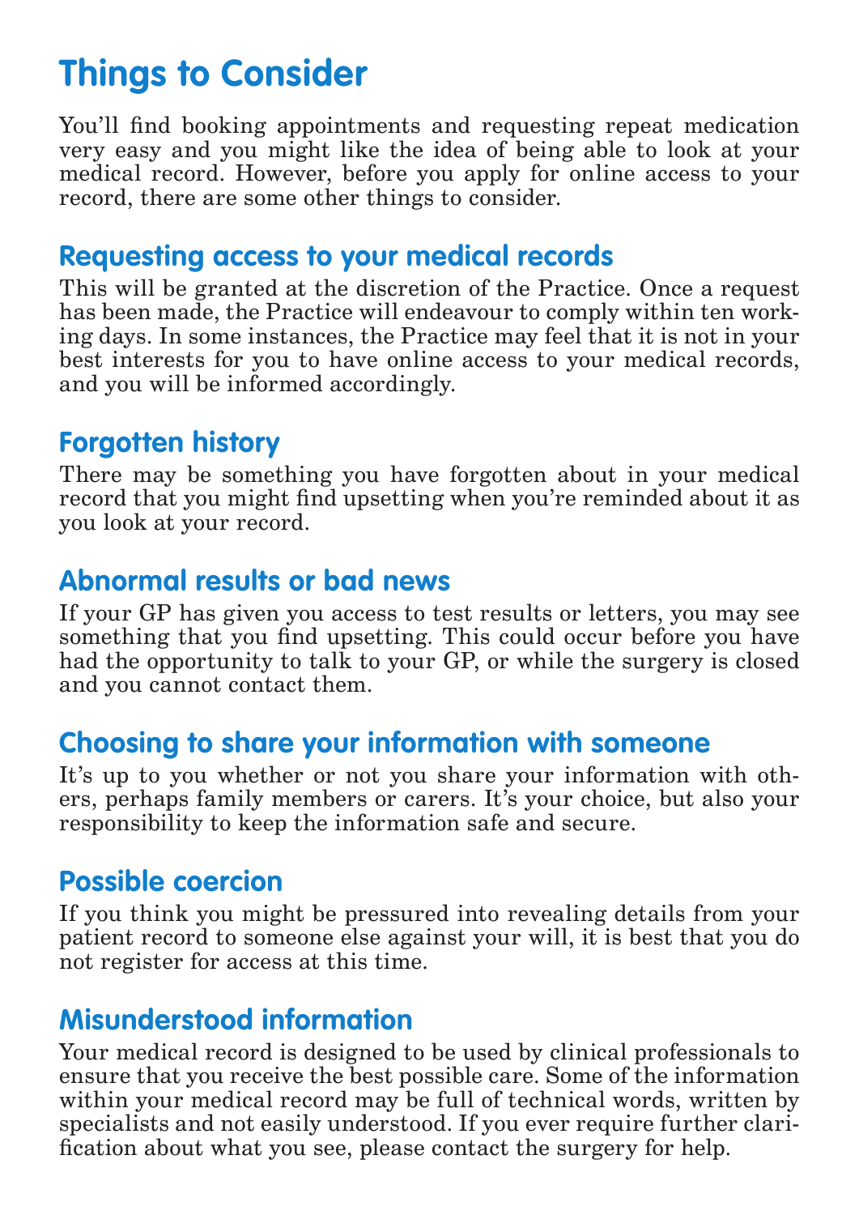# Things to Consider

You'll find booking appointments and requesting repeat medication very easy and you might like the idea of being able to look at your medical record. However, before you apply for online access to your record, there are some other things to consider.

## Requesting access to your medical records

This will be granted at the discretion of the Practice. Once a request has been made, the Practice will endeavour to comply within ten working days. In some instances, the Practice may feel that it is not in your best interests for you to have online access to your medical records, and you will be informed accordingly.

## Forgotten history

There may be something you have forgotten about in your medical record that you might find upsetting when you're reminded about it as you look at your record.

## Abnormal results or bad news

If your GP has given you access to test results or letters, you may see something that you find upsetting. This could occur before you have had the opportunity to talk to your GP, or while the surgery is closed and you cannot contact them.

## Choosing to share your information with someone

It's up to you whether or not you share your information with others, perhaps family members or carers. It's your choice, but also your responsibility to keep the information safe and secure.

## Possible coercion

If you think you might be pressured into revealing details from your patient record to someone else against your will, it is best that you do not register for access at this time.

## Misunderstood information

Your medical record is designed to be used by clinical professionals to ensure that you receive the best possible care. Some of the information within your medical record may be full of technical words, written by specialists and not easily understood. If you ever require further clarification about what you see, please contact the surgery for help.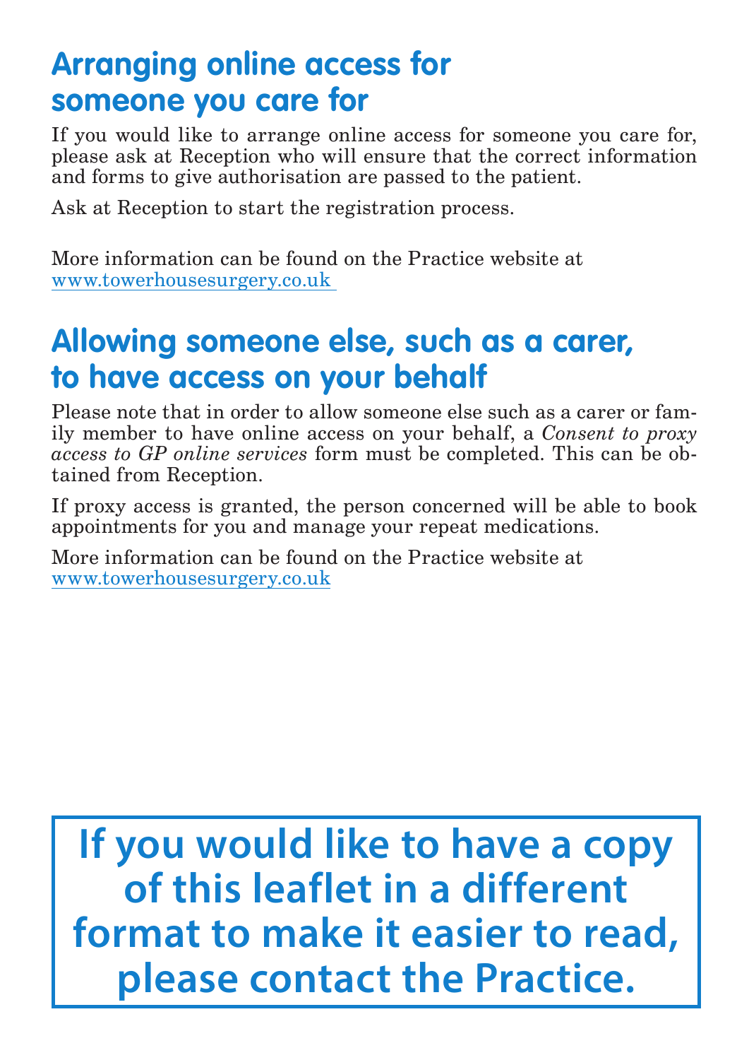## Arranging online access for someone you care for

If you would like to arrange online access for someone you care for, please ask at Reception who will ensure that the correct information and forms to give authorisation are passed to the patient.

Ask at Reception to start the registration process.

More information can be found on the Practice website at www.towerhousesurgery.co.uk

## Allowing someone else, such as a carer, to have access on your behalf

Please note that in order to allow someone else such as a carer or family member to have online access on your behalf, a *Consent to proxy access to GP online services* form must be completed. This can be obtained from Reception.

If proxy access is granted, the person concerned will be able to book appointments for you and manage your repeat medications.

More information can be found on the Practice website at www.towerhousesurgery.co.uk

**If you would like to have a copy of this leaflet in a different format to make it easier to read, please contact the Practice.**